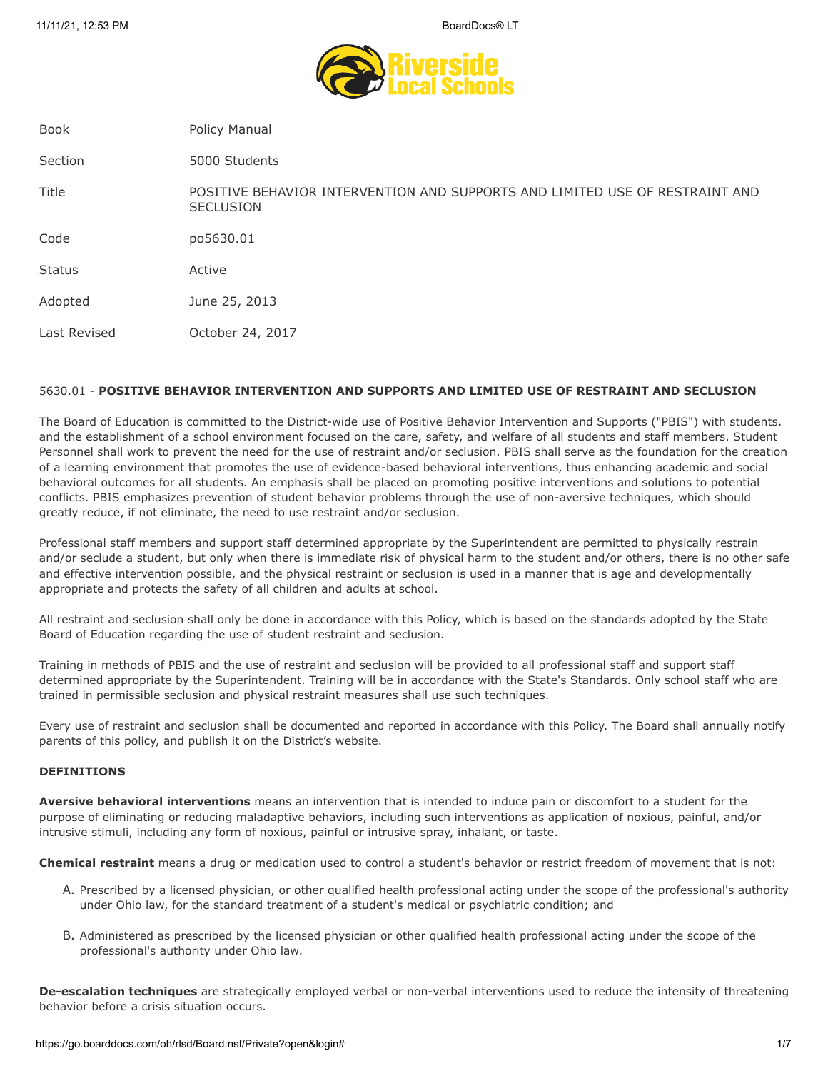Riverside Local Schools

| Book | Policy Manual |
| --- | --- |
| Section | 5000 Students |
| Title | POSITIVE BEHAVIOR INTERVENTION AND SUPPORTS AND LIMITED USE OF RESTRAINT AND SECLUSION |
| Code | po5630.01 |
| Status | Active |
| Adopted | June 25, 2013 |
| Last Revised | October 24, 2017 |

5630.01 - **POSITIVE BEHAVIOR INTERVENTION AND SUPPORTS AND LIMITED USE OF RESTRAINT AND SECLUSION**

The Board of Education is committed to the District-wide use of Positive Behavior Intervention and Supports ("PBIS") with students. and the establishment of a school environment focused on the care, safety, and welfare of all students and staff members. Student Personnel shall work to prevent the need for the use of restraint and/or seclusion. PBIS shall serve as the foundation for the creation of a learning environment that promotes the use of evidence-based behavioral interventions, thus enhancing academic and social behavioral outcomes for all students. An emphasis shall be placed on promoting positive interventions and solutions to potential conflicts. PBIS emphasizes prevention of student behavior problems through the use of non-aversive techniques, which should greatly reduce, if not eliminate, the need to use restraint and/or seclusion.

Professional staff members and support staff determined appropriate by the Superintendent are permitted to physically restrain and/or seclude a student, but only when there is immediate risk of physical harm to the student and/or others, there is no other safe and effective intervention possible, and the physical restraint or seclusion is used in a manner that is age and developmentally appropriate and protects the safety of all children and adults at school.

All restraint and seclusion shall only be done in accordance with this Policy, which is based on the standards adopted by the State Board of Education regarding the use of student restraint and seclusion.

Training in methods of PBIS and the use of restraint and seclusion will be provided to all professional staff and support staff determined appropriate by the Superintendent. Training will be in accordance with the State's Standards. Only school staff who are trained in permissible seclusion and physical restraint measures shall use such techniques.

Every use of restraint and seclusion shall be documented and reported in accordance with this Policy. The Board shall annually notify parents of this policy, and publish it on the District's website.

**DEFINITIONS**

**Aversive behavioral interventions** means an intervention that is intended to induce pain or discomfort to a student for the purpose of eliminating or reducing maladaptive behaviors, including such interventions as application of noxious, painful, and/or intrusive stimuli, including any form of noxious, painful or intrusive spray, inhalant, or taste.

**Chemical restraint** means a drug or medication used to control a student's behavior or restrict freedom of movement that is not:

A. Prescribed by a licensed physician, or other qualified health professional acting under the scope of the professional's authority under Ohio law, for the standard treatment of a student's medical or psychiatric condition; and

B. Administered as prescribed by the licensed physician or other qualified health professional acting under the scope of the professional's authority under Ohio law.

**De-escalation techniques** are strategically employed verbal or non-verbal interventions used to reduce the intensity of threatening behavior before a crisis situation occurs.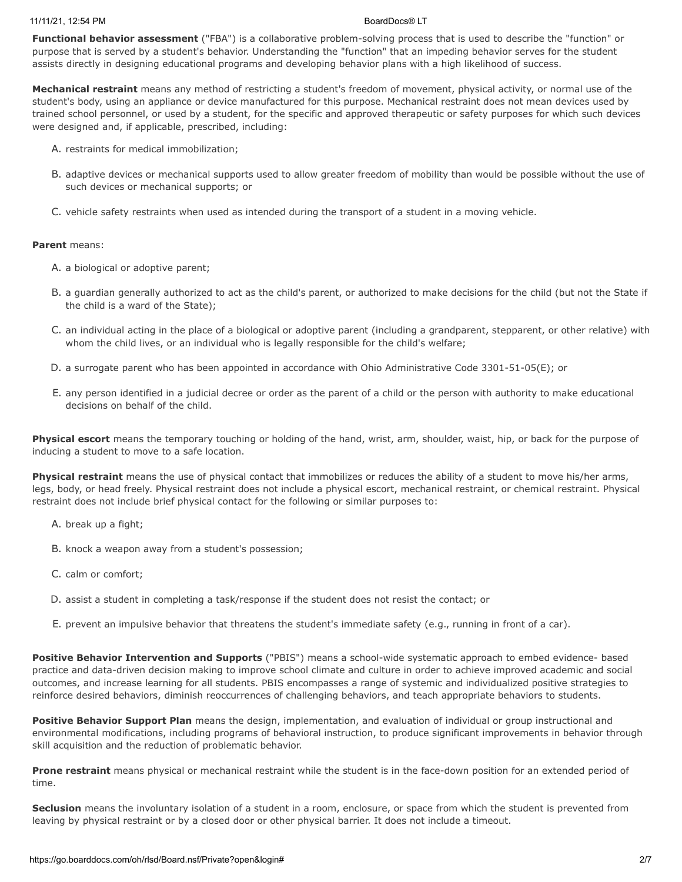**Functional behavior assessment** ("FBA") is a collaborative problem-solving process that is used to describe the "function" or purpose that is served by a student's behavior. Understanding the "function" that an impeding behavior serves for the student assists directly in designing educational programs and developing behavior plans with a high likelihood of success.

**Mechanical restraint** means any method of restricting a student's freedom of movement, physical activity, or normal use of the student's body, using an appliance or device manufactured for this purpose. Mechanical restraint does not mean devices used by trained school personnel, or used by a student, for the specific and approved therapeutic or safety purposes for which such devices were designed and, if applicable, prescribed, including:

A. restraints for medical immobilization;

B. adaptive devices or mechanical supports used to allow greater freedom of mobility than would be possible without the use of such devices or mechanical supports; or

C. vehicle safety restraints when used as intended during the transport of a student in a moving vehicle.

**Parent** means:

A. a biological or adoptive parent;

B. a guardian generally authorized to act as the child's parent, or authorized to make decisions for the child (but not the State if the child is a ward of the State);

C. an individual acting in the place of a biological or adoptive parent (including a grandparent, stepparent, or other relative) with whom the child lives, or an individual who is legally responsible for the child's welfare;

D. a surrogate parent who has been appointed in accordance with Ohio Administrative Code 3301-51-05(E); or

E. any person identified in a judicial decree or order as the parent of a child or the person with authority to make educational decisions on behalf of the child.

**Physical escort** means the temporary touching or holding of the hand, wrist, arm, shoulder, waist, hip, or back for the purpose of inducing a student to move to a safe location.

**Physical restraint** means the use of physical contact that immobilizes or reduces the ability of a student to move his/her arms, legs, body, or head freely. Physical restraint does not include a physical escort, mechanical restraint, or chemical restraint. Physical restraint does not include brief physical contact for the following or similar purposes to:

A. break up a fight;

B. knock a weapon away from a student's possession;

C. calm or comfort;

D. assist a student in completing a task/response if the student does not resist the contact; or

E. prevent an impulsive behavior that threatens the student's immediate safety (e.g., running in front of a car).

**Positive Behavior Intervention and Supports** ("PBIS") means a school-wide systematic approach to embed evidence- based practice and data-driven decision making to improve school climate and culture in order to achieve improved academic and social outcomes, and increase learning for all students. PBIS encompasses a range of systemic and individualized positive strategies to reinforce desired behaviors, diminish reoccurrences of challenging behaviors, and teach appropriate behaviors to students.

**Positive Behavior Support Plan** means the design, implementation, and evaluation of individual or group instructional and environmental modifications, including programs of behavioral instruction, to produce significant improvements in behavior through skill acquisition and the reduction of problematic behavior.

**Prone restraint** means physical or mechanical restraint while the student is in the face-down position for an extended period of time.

**Seclusion** means the involuntary isolation of a student in a room, enclosure, or space from which the student is prevented from leaving by physical restraint or by a closed door or other physical barrier. It does not include a timeout.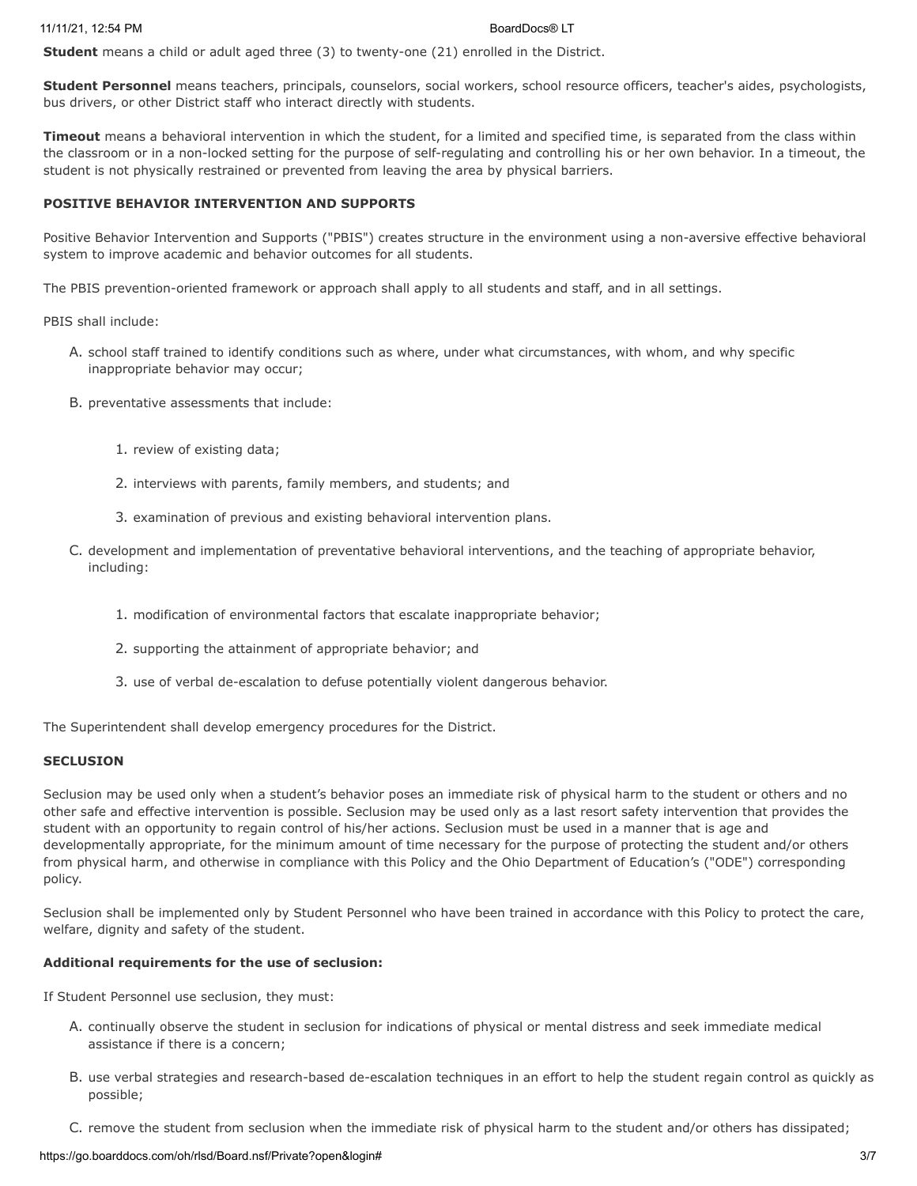**Student** means a child or adult aged three (3) to twenty-one (21) enrolled in the District.

**Student Personnel** means teachers, principals, counselors, social workers, school resource officers, teacher's aides, psychologists, bus drivers, or other District staff who interact directly with students.

**Timeout** means a behavioral intervention in which the student, for a limited and specified time, is separated from the class within the classroom or in a non-locked setting for the purpose of self-regulating and controlling his or her own behavior. In a timeout, the student is not physically restrained or prevented from leaving the area by physical barriers.

**POSITIVE BEHAVIOR INTERVENTION AND SUPPORTS**

Positive Behavior Intervention and Supports ("PBIS") creates structure in the environment using a non-aversive effective behavioral system to improve academic and behavior outcomes for all students.

The PBIS prevention-oriented framework or approach shall apply to all students and staff, and in all settings.

PBIS shall include:

A. school staff trained to identify conditions such as where, under what circumstances, with whom, and why specific inappropriate behavior may occur;

B. preventative assessments that include:

   1. review of existing data;

   2. interviews with parents, family members, and students; and

   3. examination of previous and existing behavioral intervention plans.

C. development and implementation of preventative behavioral interventions, and the teaching of appropriate behavior, including:

   1. modification of environmental factors that escalate inappropriate behavior;

   2. supporting the attainment of appropriate behavior; and

   3. use of verbal de-escalation to defuse potentially violent dangerous behavior.

The Superintendent shall develop emergency procedures for the District.

**SECLUSION**

Seclusion may be used only when a student's behavior poses an immediate risk of physical harm to the student or others and no other safe and effective intervention is possible. Seclusion may be used only as a last resort safety intervention that provides the student with an opportunity to regain control of his/her actions. Seclusion must be used in a manner that is age and developmentally appropriate, for the minimum amount of time necessary for the purpose of protecting the student and/or others from physical harm, and otherwise in compliance with this Policy and the Ohio Department of Education's ("ODE") corresponding policy.

Seclusion shall be implemented only by Student Personnel who have been trained in accordance with this Policy to protect the care, welfare, dignity and safety of the student.

**Additional requirements for the use of seclusion:**

If Student Personnel use seclusion, they must:

A. continually observe the student in seclusion for indications of physical or mental distress and seek immediate medical assistance if there is a concern;

B. use verbal strategies and research-based de-escalation techniques in an effort to help the student regain control as quickly as possible;

C. remove the student from seclusion when the immediate risk of physical harm to the student and/or others has dissipated;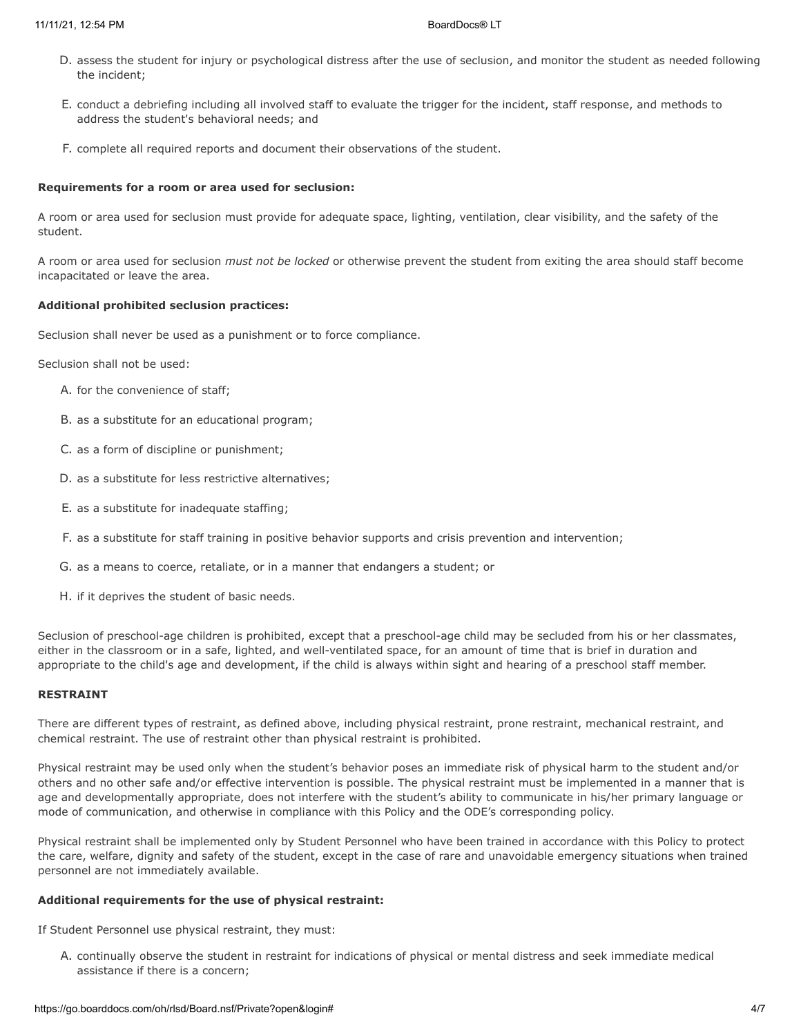D. assess the student for injury or psychological distress after the use of seclusion, and monitor the student as needed following the incident;

E. conduct a debriefing including all involved staff to evaluate the trigger for the incident, staff response, and methods to address the student's behavioral needs; and

F. complete all required reports and document their observations of the student.

**Requirements for a room or area used for seclusion:**

A room or area used for seclusion must provide for adequate space, lighting, ventilation, clear visibility, and the safety of the student.

A room or area used for seclusion *must not be locked* or otherwise prevent the student from exiting the area should staff become incapacitated or leave the area.

**Additional prohibited seclusion practices:**

Seclusion shall never be used as a punishment or to force compliance.

Seclusion shall not be used:

A. for the convenience of staff;

B. as a substitute for an educational program;

C. as a form of discipline or punishment;

D. as a substitute for less restrictive alternatives;

E. as a substitute for inadequate staffing;

F. as a substitute for staff training in positive behavior supports and crisis prevention and intervention;

G. as a means to coerce, retaliate, or in a manner that endangers a student; or

H. if it deprives the student of basic needs.

Seclusion of preschool-age children is prohibited, except that a preschool-age child may be secluded from his or her classmates, either in the classroom or in a safe, lighted, and well-ventilated space, for an amount of time that is brief in duration and appropriate to the child's age and development, if the child is always within sight and hearing of a preschool staff member.

**RESTRAINT**

There are different types of restraint, as defined above, including physical restraint, prone restraint, mechanical restraint, and chemical restraint. The use of restraint other than physical restraint is prohibited.

Physical restraint may be used only when the student's behavior poses an immediate risk of physical harm to the student and/or others and no other safe and/or effective intervention is possible. The physical restraint must be implemented in a manner that is age and developmentally appropriate, does not interfere with the student's ability to communicate in his/her primary language or mode of communication, and otherwise in compliance with this Policy and the ODE's corresponding policy.

Physical restraint shall be implemented only by Student Personnel who have been trained in accordance with this Policy to protect the care, welfare, dignity and safety of the student, except in the case of rare and unavoidable emergency situations when trained personnel are not immediately available.

**Additional requirements for the use of physical restraint:**

If Student Personnel use physical restraint, they must:

A. continually observe the student in restraint for indications of physical or mental distress and seek immediate medical assistance if there is a concern;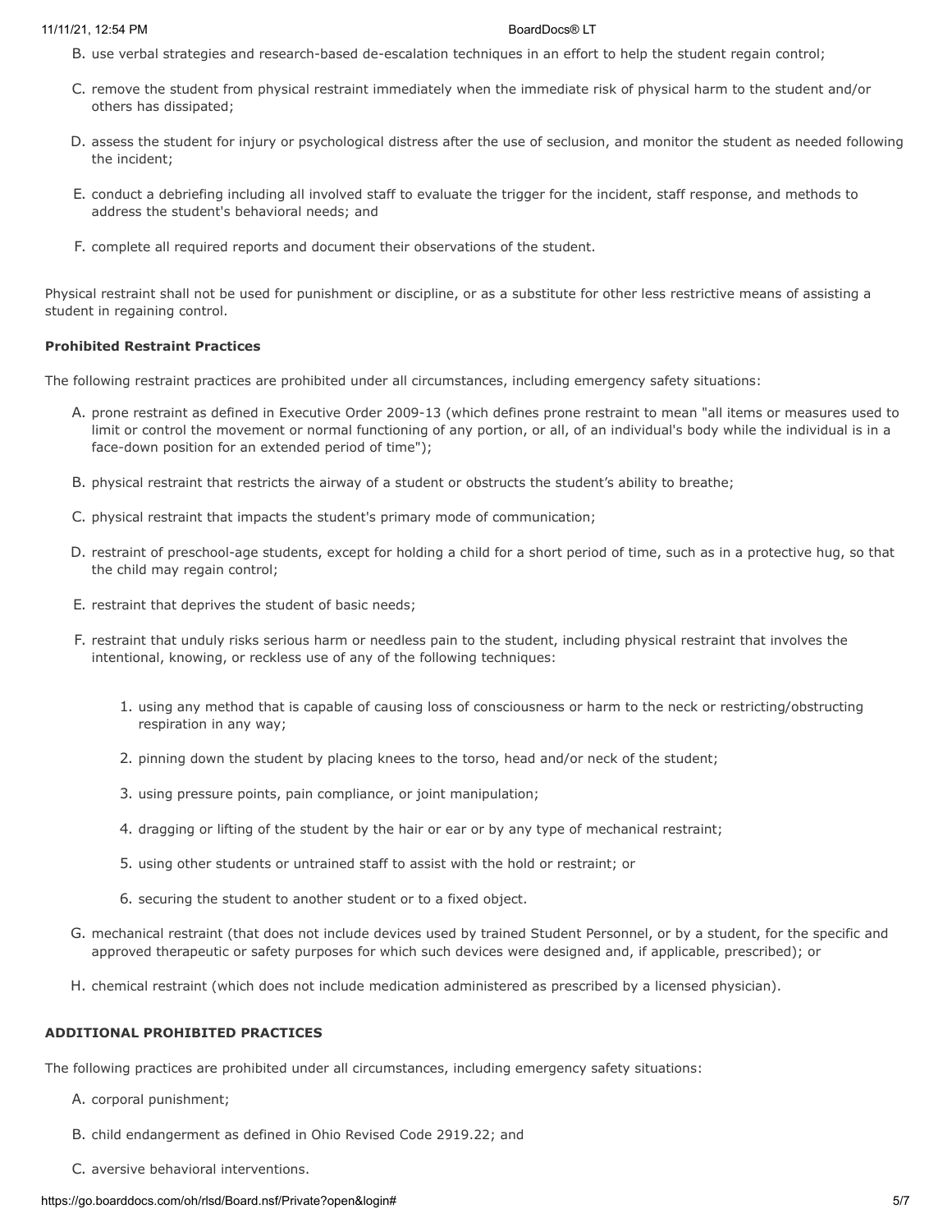B. use verbal strategies and research-based de-escalation techniques in an effort to help the student regain control;

C. remove the student from physical restraint immediately when the immediate risk of physical harm to the student and/or others has dissipated;

D. assess the student for injury or psychological distress after the use of seclusion, and monitor the student as needed following the incident;

E. conduct a debriefing including all involved staff to evaluate the trigger for the incident, staff response, and methods to address the student's behavioral needs; and

F. complete all required reports and document their observations of the student.

Physical restraint shall not be used for punishment or discipline, or as a substitute for other less restrictive means of assisting a student in regaining control.

**Prohibited Restraint Practices**

The following restraint practices are prohibited under all circumstances, including emergency safety situations:

A. prone restraint as defined in Executive Order 2009-13 (which defines prone restraint to mean "all items or measures used to limit or control the movement or normal functioning of any portion, or all, of an individual's body while the individual is in a face-down position for an extended period of time");

B. physical restraint that restricts the airway of a student or obstructs the student's ability to breathe;

C. physical restraint that impacts the student's primary mode of communication;

D. restraint of preschool-age students, except for holding a child for a short period of time, such as in a protective hug, so that the child may regain control;

E. restraint that deprives the student of basic needs;

F. restraint that unduly risks serious harm or needless pain to the student, including physical restraint that involves the intentional, knowing, or reckless use of any of the following techniques:

1. using any method that is capable of causing loss of consciousness or harm to the neck or restricting/obstructing respiration in any way;
2. pinning down the student by placing knees to the torso, head and/or neck of the student;
3. using pressure points, pain compliance, or joint manipulation;
4. dragging or lifting of the student by the hair or ear or by any type of mechanical restraint;
5. using other students or untrained staff to assist with the hold or restraint; or
6. securing the student to another student or to a fixed object.

G. mechanical restraint (that does not include devices used by trained Student Personnel, or by a student, for the specific and approved therapeutic or safety purposes for which such devices were designed and, if applicable, prescribed); or

H. chemical restraint (which does not include medication administered as prescribed by a licensed physician).

**ADDITIONAL PROHIBITED PRACTICES**

The following practices are prohibited under all circumstances, including emergency safety situations:

A. corporal punishment;

B. child endangerment as defined in Ohio Revised Code 2919.22; and

C. aversive behavioral interventions.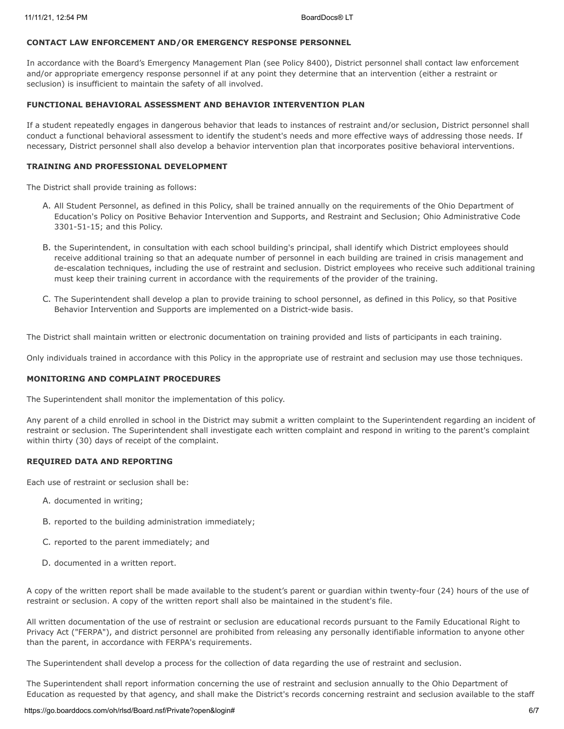### CONTACT LAW ENFORCEMENT AND/OR EMERGENCY RESPONSE PERSONNEL

In accordance with the Board's Emergency Management Plan (see Policy 8400), District personnel shall contact law enforcement and/or appropriate emergency response personnel if at any point they determine that an intervention (either a restraint or seclusion) is insufficient to maintain the safety of all involved.

### FUNCTIONAL BEHAVIORAL ASSESSMENT AND BEHAVIOR INTERVENTION PLAN

If a student repeatedly engages in dangerous behavior that leads to instances of restraint and/or seclusion, District personnel shall conduct a functional behavioral assessment to identify the student's needs and more effective ways of addressing those needs. If necessary, District personnel shall also develop a behavior intervention plan that incorporates positive behavioral interventions.

### TRAINING AND PROFESSIONAL DEVELOPMENT

The District shall provide training as follows:

A. All Student Personnel, as defined in this Policy, shall be trained annually on the requirements of the Ohio Department of Education's Policy on Positive Behavior Intervention and Supports, and Restraint and Seclusion; Ohio Administrative Code 3301-51-15; and this Policy.

B. the Superintendent, in consultation with each school building's principal, shall identify which District employees should receive additional training so that an adequate number of personnel in each building are trained in crisis management and de-escalation techniques, including the use of restraint and seclusion. District employees who receive such additional training must keep their training current in accordance with the requirements of the provider of the training.

C. The Superintendent shall develop a plan to provide training to school personnel, as defined in this Policy, so that Positive Behavior Intervention and Supports are implemented on a District-wide basis.

The District shall maintain written or electronic documentation on training provided and lists of participants in each training.

Only individuals trained in accordance with this Policy in the appropriate use of restraint and seclusion may use those techniques.

### MONITORING AND COMPLAINT PROCEDURES

The Superintendent shall monitor the implementation of this policy.

Any parent of a child enrolled in school in the District may submit a written complaint to the Superintendent regarding an incident of restraint or seclusion. The Superintendent shall investigate each written complaint and respond in writing to the parent's complaint within thirty (30) days of receipt of the complaint.

### REQUIRED DATA AND REPORTING

Each use of restraint or seclusion shall be:

A. documented in writing;

B. reported to the building administration immediately;

C. reported to the parent immediately; and

D. documented in a written report.

A copy of the written report shall be made available to the student's parent or guardian within twenty-four (24) hours of the use of restraint or seclusion. A copy of the written report shall also be maintained in the student's file.

All written documentation of the use of restraint or seclusion are educational records pursuant to the Family Educational Right to Privacy Act ("FERPA"), and district personnel are prohibited from releasing any personally identifiable information to anyone other than the parent, in accordance with FERPA's requirements.

The Superintendent shall develop a process for the collection of data regarding the use of restraint and seclusion.

The Superintendent shall report information concerning the use of restraint and seclusion annually to the Ohio Department of Education as requested by that agency, and shall make the District's records concerning restraint and seclusion available to the staff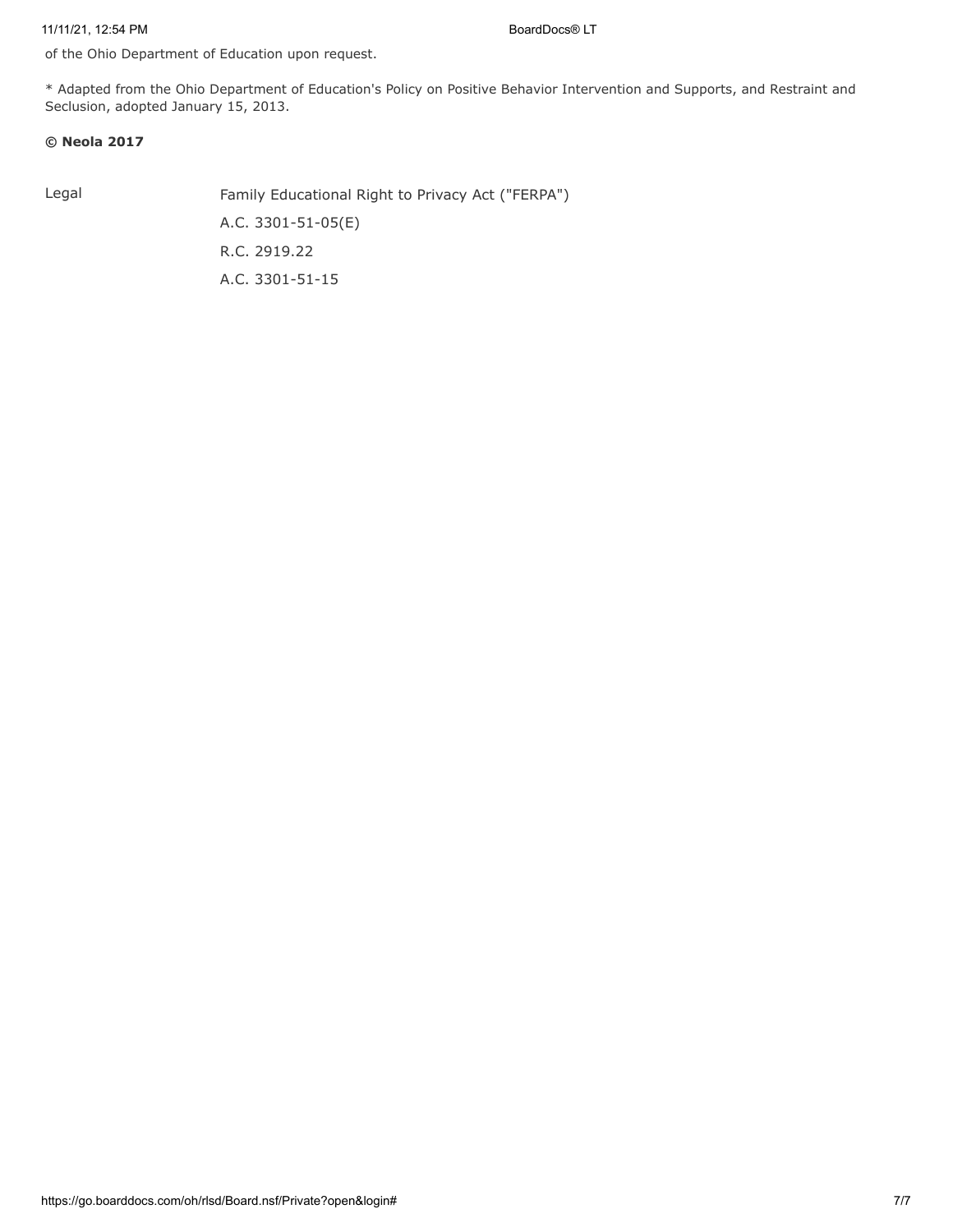of the Ohio Department of Education upon request.

* Adapted from the Ohio Department of Education's Policy on Positive Behavior Intervention and Supports, and Restraint and Seclusion, adopted January 15, 2013.

**© Neola 2017**

| | |
|---|---|
| Legal | Family Educational Right to Privacy Act ("FERPA") |
| | A.C. 3301-51-05(E) |
| | R.C. 2919.22 |
| | A.C. 3301-51-15 |